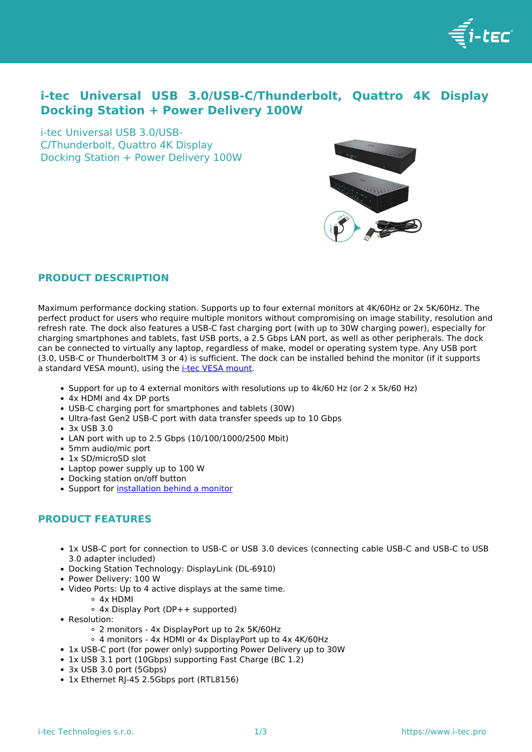# i-tec Universal USB 3.0/USB-C/Thunderbolt, Quattro 4K Display Docking Station + Power Delivery 100W

i-tec Universal USB 3.0/USB-C/Thunderbolt, Quattro 4K Display Docking Station + Power Delivery 100W

## PRODUCT DESCRIPTION

Maximum performance docking station. Supports up to four external monitors at 4K/60Hz or 2x 5K/60Hz. The perfect product for users who require multiple monitors without compromising on image stability, resolution and refresh rate. The dock also features a USB-C fast charging port (with up to 30W charging power), especially for charging smartphones and tablets, fast USB ports, a 2.5 Gbps LAN port, as well as other peripherals. The dock can be connected to virtually any laptop, regardless of make, model or operating system type. Any USB port (3.0, USB-C or ThunderboltTM 3 or 4) is sufficient. The dock can be installed behind the monitor (if it supports a standard VESA mount), using the [i-tec VESA mount](#).

- Support for up to 4 external monitors with resolutions up to 4k/60 Hz (or 2 x 5k/60 Hz)
- 4x HDMI and 4x DP ports
- USB-C charging port for smartphones and tablets (30W)
- Ultra-fast Gen2 USB-C port with data transfer speeds up to 10 Gbps
- 3x USB 3.0
- LAN port with up to 2.5 Gbps (10/100/1000/2500 Mbit)
- 5mm audio/mic port
- 1x SD/microSD slot
- Laptop power supply up to 100 W
- Docking station on/off button
- Support for [installation behind a monitor](#)

## PRODUCT FEATURES

- 1x USB-C port for connection to USB-C or USB 3.0 devices (connecting cable USB-C and USB-C to USB 3.0 adapter included)
- Docking Station Technology: DisplayLink (DL-6910)
- Power Delivery: 100 W
- Video Ports: Up to 4 active displays at the same time.
  - 4x HDMI
  - 4x Display Port (DP++ supported)
- Resolution:
  - 2 monitors - 4x DisplayPort up to 2x 5K/60Hz
  - 4 monitors - 4x HDMI or 4x DisplayPort up to 4x 4K/60Hz
- 1x USB-C port (for power only) supporting Power Delivery up to 30W
- 1x USB 3.1 port (10Gbps) supporting Fast Charge (BC 1.2)
- 3x USB 3.0 port (5Gbps)
- 1x Ethernet RJ-45 2.5Gbps port (RTL8156)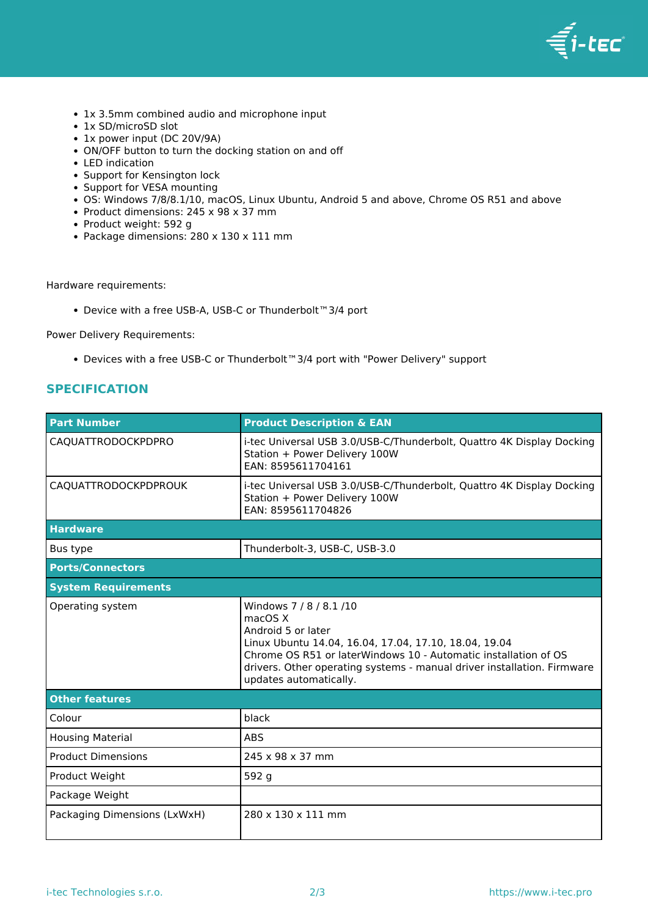- 1x 3.5mm combined audio and microphone input
- 1x SD/microSD slot
- 1x power input (DC 20V/9A)
- ON/OFF button to turn the docking station on and off
- LED indication
- Support for Kensington lock
- Support for VESA mounting
- OS: Windows 7/8/8.1/10, macOS, Linux Ubuntu, Android 5 and above, Chrome OS R51 and above
- Product dimensions: 245 x 98 x 37 mm
- Product weight: 592 g
- Package dimensions: 280 x 130 x 111 mm

Hardware requirements:

- Device with a free USB-A, USB-C or Thunderbolt™ 3/4 port

Power Delivery Requirements:

- Devices with a free USB-C or Thunderbolt™ 3/4 port with "Power Delivery" support

## SPECIFICATION

| Part Number | Product Description & EAN |
|---|---|
| CAQUATTRODOCKPDPRO | i-tec Universal USB 3.0/USB-C/Thunderbolt, Quattro 4K Display Docking Station + Power Delivery 100W<br>EAN: 8595611704161 |
| CAQUATTRODOCKPDPROUK | i-tec Universal USB 3.0/USB-C/Thunderbolt, Quattro 4K Display Docking Station + Power Delivery 100W<br>EAN: 8595611704826 |
| **Hardware** | |
| Bus type | Thunderbolt-3, USB-C, USB-3.0 |
| **Ports/Connectors** | |
| **System Requirements** | |
| Operating system | Windows 7 / 8 / 8.1 /10<br>macOS X<br>Android 5 or later<br>Linux Ubuntu 14.04, 16.04, 17.04, 17.10, 18.04, 19.04<br>Chrome OS R51 or laterWindows 10 - Automatic installation of OS drivers. Other operating systems - manual driver installation. Firmware updates automatically. |
| **Other features** | |
| Colour | black |
| Housing Material | ABS |
| Product Dimensions | 245 x 98 x 37 mm |
| Product Weight | 592 g |
| Package Weight | |
| Packaging Dimensions (LxWxH) | 280 x 130 x 111 mm |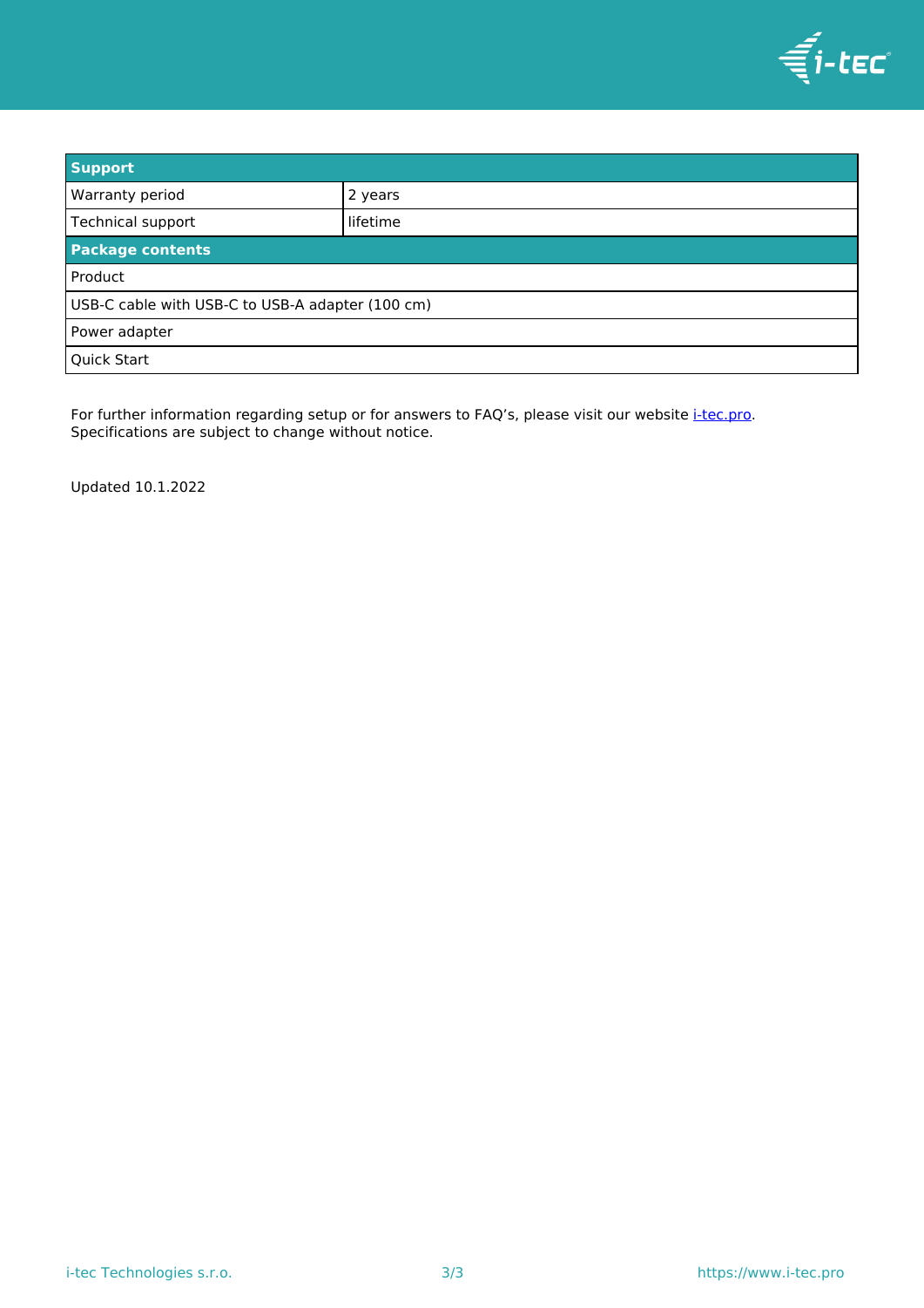| Support | |
|---|---|
| Warranty period | 2 years |
| Technical support | lifetime |
| **Package contents** | |
| Product | |
| USB-C cable with USB-C to USB-A adapter (100 cm) | |
| Power adapter | |
| Quick Start | |

For further information regarding setup or for answers to FAQ's, please visit our website [i-tec.pro](https://i-tec.pro).
Specifications are subject to change without notice.

Updated 10.1.2022